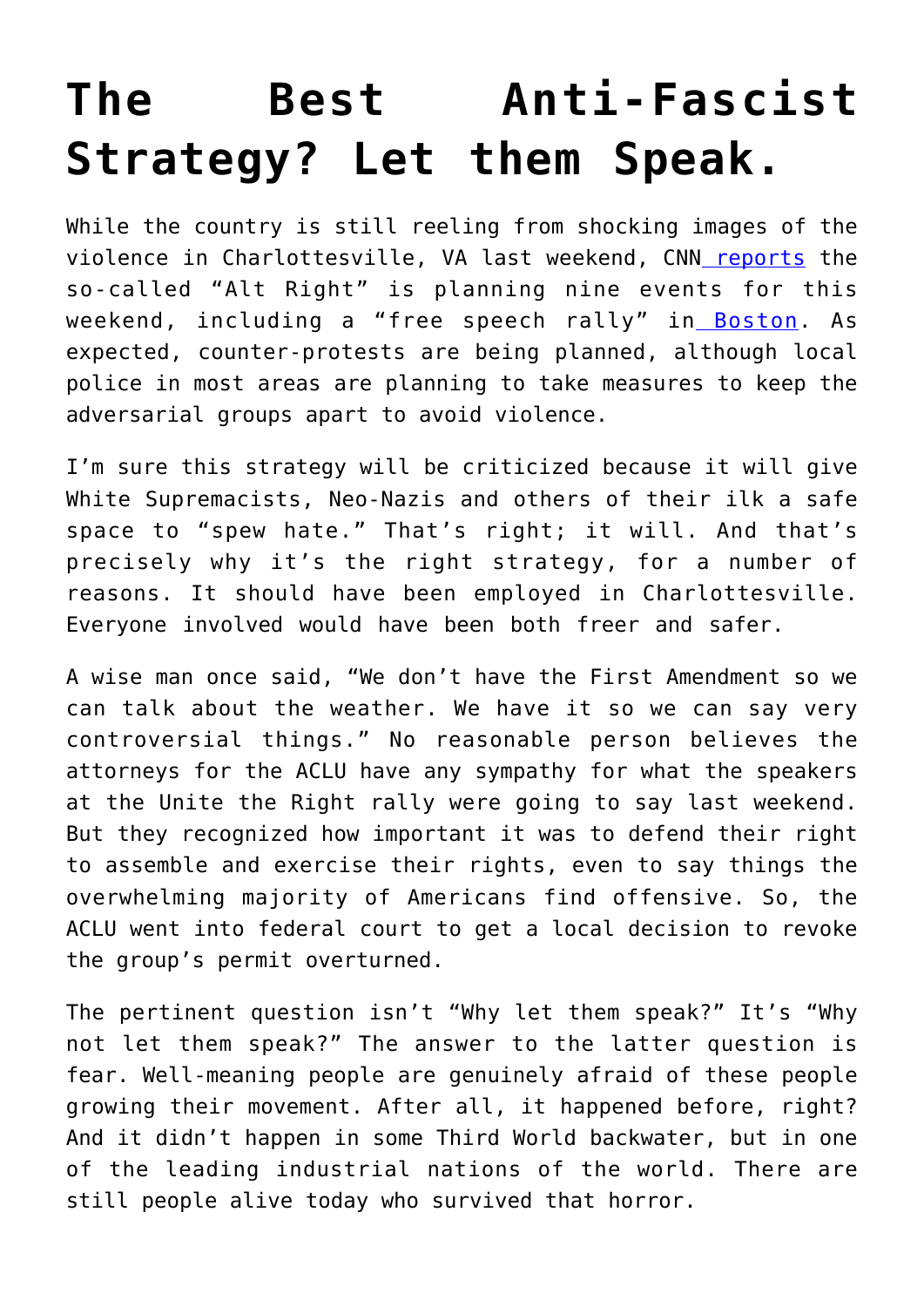# The Best Anti-Fascist Strategy? Let them Speak.

While the country is still reeling from shocking images of the violence in Charlottesville, VA last weekend, CNN reports the so-called "Alt Right" is planning nine events for this weekend, including a "free speech rally" in Boston. As expected, counter-protests are being planned, although local police in most areas are planning to take measures to keep the adversarial groups apart to avoid violence.

I'm sure this strategy will be criticized because it will give White Supremacists, Neo-Nazis and others of their ilk a safe space to "spew hate." That's right; it will. And that's precisely why it's the right strategy, for a number of reasons. It should have been employed in Charlottesville. Everyone involved would have been both freer and safer.

A wise man once said, "We don't have the First Amendment so we can talk about the weather. We have it so we can say very controversial things." No reasonable person believes the attorneys for the ACLU have any sympathy for what the speakers at the Unite the Right rally were going to say last weekend. But they recognized how important it was to defend their right to assemble and exercise their rights, even to say things the overwhelming majority of Americans find offensive. So, the ACLU went into federal court to get a local decision to revoke the group's permit overturned.

The pertinent question isn't "Why let them speak?" It's "Why not let them speak?" The answer to the latter question is fear. Well-meaning people are genuinely afraid of these people growing their movement. After all, it happened before, right? And it didn't happen in some Third World backwater, but in one of the leading industrial nations of the world. There are still people alive today who survived that horror.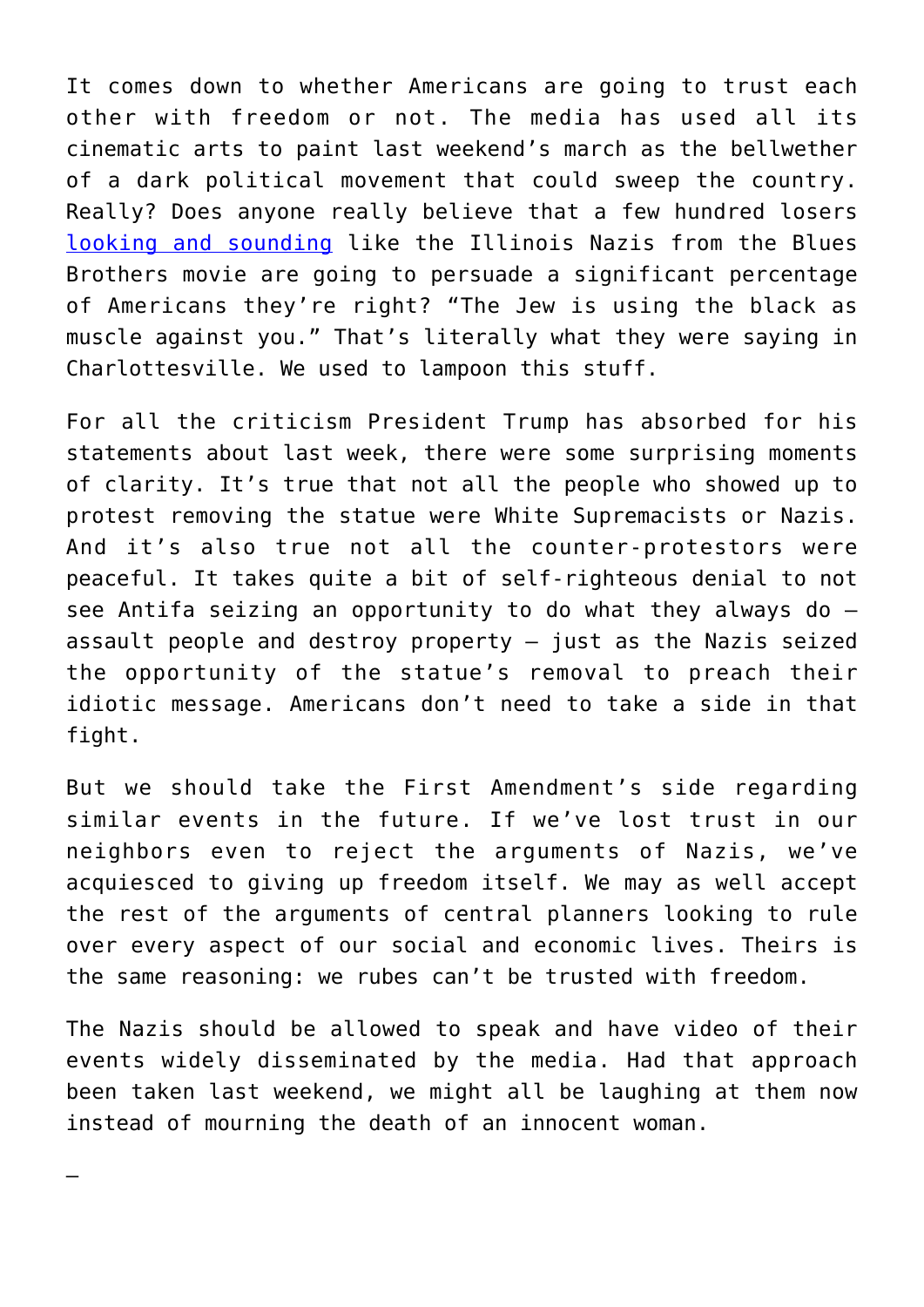It comes down to whether Americans are going to trust each other with freedom or not. The media has used all its cinematic arts to paint last weekend's march as the bellwether of a dark political movement that could sweep the country. Really? Does anyone really believe that a few hundred losers looking and sounding like the Illinois Nazis from the Blues Brothers movie are going to persuade a significant percentage of Americans they're right? "The Jew is using the black as muscle against you." That's literally what they were saying in Charlottesville. We used to lampoon this stuff.

For all the criticism President Trump has absorbed for his statements about last week, there were some surprising moments of clarity. It's true that not all the people who showed up to protest removing the statue were White Supremacists or Nazis. And it's also true not all the counter-protestors were peaceful. It takes quite a bit of self-righteous denial to not see Antifa seizing an opportunity to do what they always do – assault people and destroy property – just as the Nazis seized the opportunity of the statue's removal to preach their idiotic message. Americans don't need to take a side in that fight.

But we should take the First Amendment's side regarding similar events in the future. If we've lost trust in our neighbors even to reject the arguments of Nazis, we've acquiesced to giving up freedom itself. We may as well accept the rest of the arguments of central planners looking to rule over every aspect of our social and economic lives. Theirs is the same reasoning: we rubes can't be trusted with freedom.

The Nazis should be allowed to speak and have video of their events widely disseminated by the media. Had that approach been taken last weekend, we might all be laughing at them now instead of mourning the death of an innocent woman.

—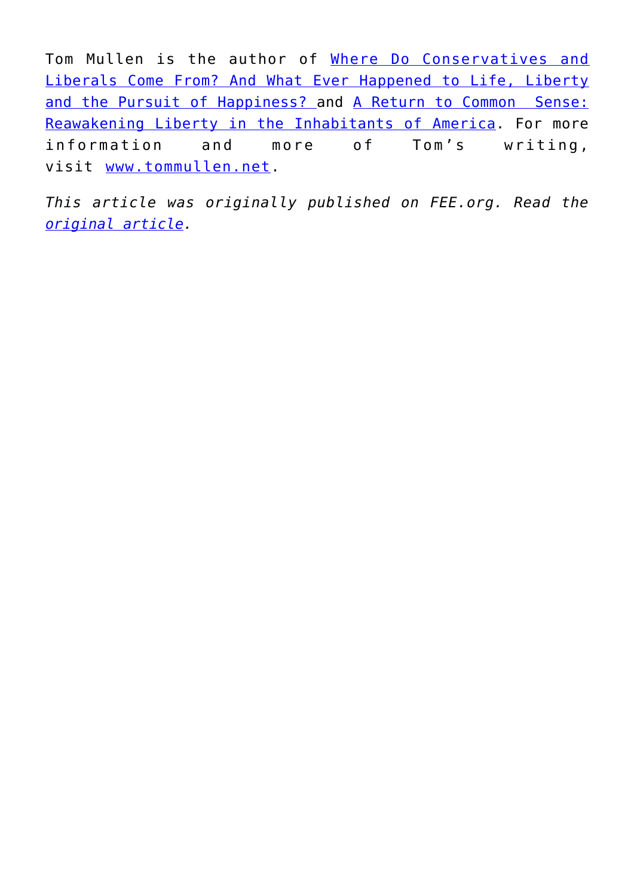Tom Mullen is the author of [Where Do Conservatives and Liberals Come From? And What Ever Happened to Life, Liberty and the Pursuit of Happiness?](#) and [A Return to Common Sense: Reawakening Liberty in the Inhabitants of America](#). For more information and more of Tom's writing, visit [www.tommullen.net](#).

*This article was originally published on FEE.org. Read the [original article](#).*